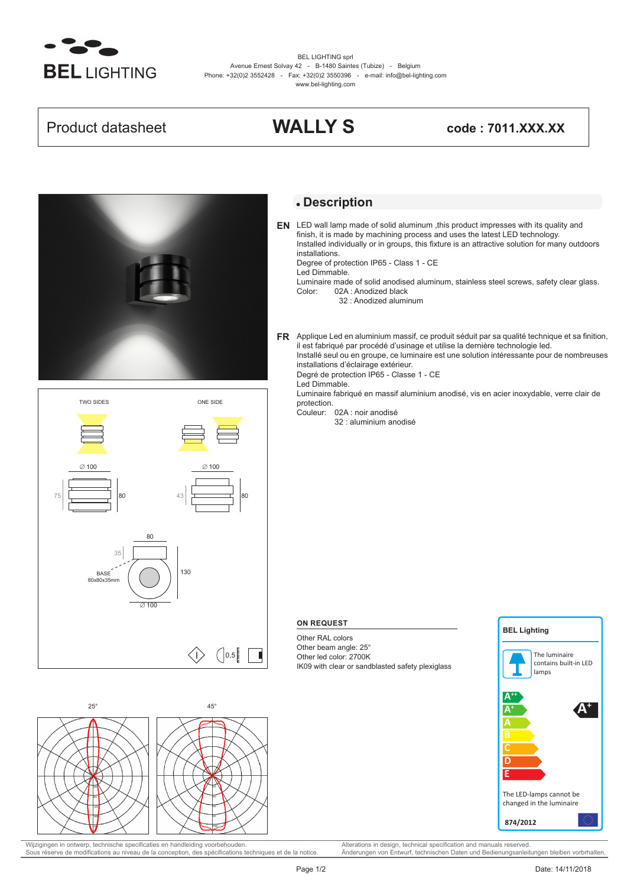BEL LIGHTING

BEL LIGHTING sprl
Avenue Ernest Solvay 42 - B-1480 Saintes (Tubize) - Belgium
Phone: +32(0)2 3552428 - Fax: +32(0)2 3550396 - e-mail: info@bel-lighting.com
www.bel-lighting.com

# Product datasheet — WALLY S — code : 7011.XXX.XX

## Description

**EN** LED wall lamp made of solid aluminum ,this product impresses with its quality and finish, it is made by machining process and uses the latest LED technology.
Installed individually or in groups, this fixture is an attractive solution for many outdoors installations.
Degree of protection IP65 - Class 1 - CE
Led Dimmable.
Luminaire made of solid anodised aluminum, stainless steel screws, safety clear glass.
Color: 02A : Anodized black
32 : Anodized aluminum

**FR** Applique Led en aluminium massif, ce produit séduit par sa qualité technique et sa finition, il est fabriqué par procédé d'usinage et utilise la dernière technologie led.
Installé seul ou en groupe, ce luminaire est une solution intéressante pour de nombreuses installations d'éclairage extérieur.
Degré de protection IP65 - Classe 1 - CE
Led Dimmable.
Luminaire fabriqué en massif aluminium anodisé, vis en acier inoxydable, verre clair de protection.
Couleur: 02A : noir anodisé
32 : aluminium anodisé

TWO SIDES — ONE SIDE

∅ 100 — 75 — 80 ∅ 100 — 43 — 80

80 — 35 — BASE 80x80x35mm — 130 — ∅ 100

0,5

### ON REQUEST

Other RAL colors
Other beam angle: 25°
Other led color: 2700K
IK09 with clear or sandblasted safety plexiglass

**BEL Lighting**

The luminaire contains built-in LED lamps

A++ A+ A B C D E — A+

The LED-lamps cannot be changed in the luminaire

874/2012

25° — 45°

Wijzigingen in ontwerp, technische specificaties en handleiding voorbehouden.
Sous réserve de modifications au niveau de la conception, des spécifications techniques et de la notice.
Alterations in design, technical specification and manuals reserved.
Änderungen von Entwurf, technischen Daten und Bedienungsanleitungen bleiben vorbrhalten.

Date: 14/11/2018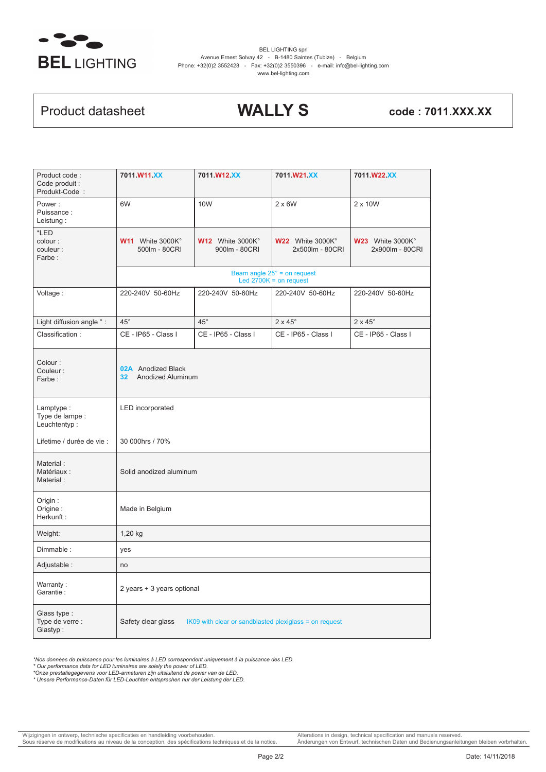BEL LIGHTING

BEL LIGHTING sprl
Avenue Ernest Solvay 42 - B-1480 Saintes (Tubize) - Belgium
Phone: +32(0)2 3552428 - Fax: +32(0)2 3550396 - e-mail: info@bel-lighting.com
www.bel-lighting.com

# Product datasheet — WALLY S — code : 7011.XXX.XX

| | | | | |
|---|---|---|---|---|
| Product code :<br>Code produit :<br>Produkt-Code : | **7011.W11.XX** | **7011.W12.XX** | **7011.W21.XX** | **7011.W22.XX** |
| Power :<br>Puissance :<br>Leistung : | 6W | 10W | 2 x 6W | 2 x 10W |
| *LED<br>colour :<br>couleur :<br>Farbe : | **W11** White 3000K° 500lm - 80CRI | **W12** White 3000K° 900lm - 80CRI | **W22** White 3000K° 2x500lm - 80CRI | **W23** White 3000K° 2x900lm - 80CRI |
| | Beam angle 25° = on request<br>Led 2700K = on request | | | |
| Voltage : | 220-240V 50-60Hz | 220-240V 50-60Hz | 220-240V 50-60Hz | 220-240V 50-60Hz |
| Light diffusion angle ° : | 45° | 45° | 2 x 45° | 2 x 45° |
| Classification : | CE - IP65 - Class I | CE - IP65 - Class I | CE - IP65 - Class I | CE - IP65 - Class I |
| Colour :<br>Couleur :<br>Farbe : | **02A** Anodized Black<br>**32** Anodized Aluminum | | | |
| Lamptype :<br>Type de lampe :<br>Leuchtentyp : | LED incorporated | | | |
| Lifetime / durée de vie : | 30 000hrs / 70% | | | |
| Material :<br>Matériaux :<br>Material : | Solid anodized aluminum | | | |
| Origin :<br>Origine :<br>Herkunft : | Made in Belgium | | | |
| Weight: | 1,20 kg | | | |
| Dimmable : | yes | | | |
| Adjustable : | no | | | |
| Warranty :<br>Garantie : | 2 years + 3 years optional | | | |
| Glass type :<br>Type de verre :<br>Glastyp : | Safety clear glass IK09 with clear or sandblasted plexiglass = on request | | | |

*\*Nos données de puissance pour les luminaires à LED correspondent uniquement à la puissance des LED.*
*\* Our performance data for LED luminaires are solely the power of LED.*
*\*Onze prestatiegegevens voor LED-armaturen zijn uitsluitend de power van de LED.*
*\* Unsere Performance-Daten für LED-Leuchten entsprechen nur der Leistung der LED.*

Wijzigingen in ontwerp, technische specificaties en handleiding voorbehouden.
Sous réserve de modifications au niveau de la conception, des spécifications techniques et de la notice.
Alterations in design, technical specification and manuals reserved.
Änderungen von Entwurf, technischen Daten und Bedienungsanleitungen bleiben vorbrhalten.

Date: 14/11/2018